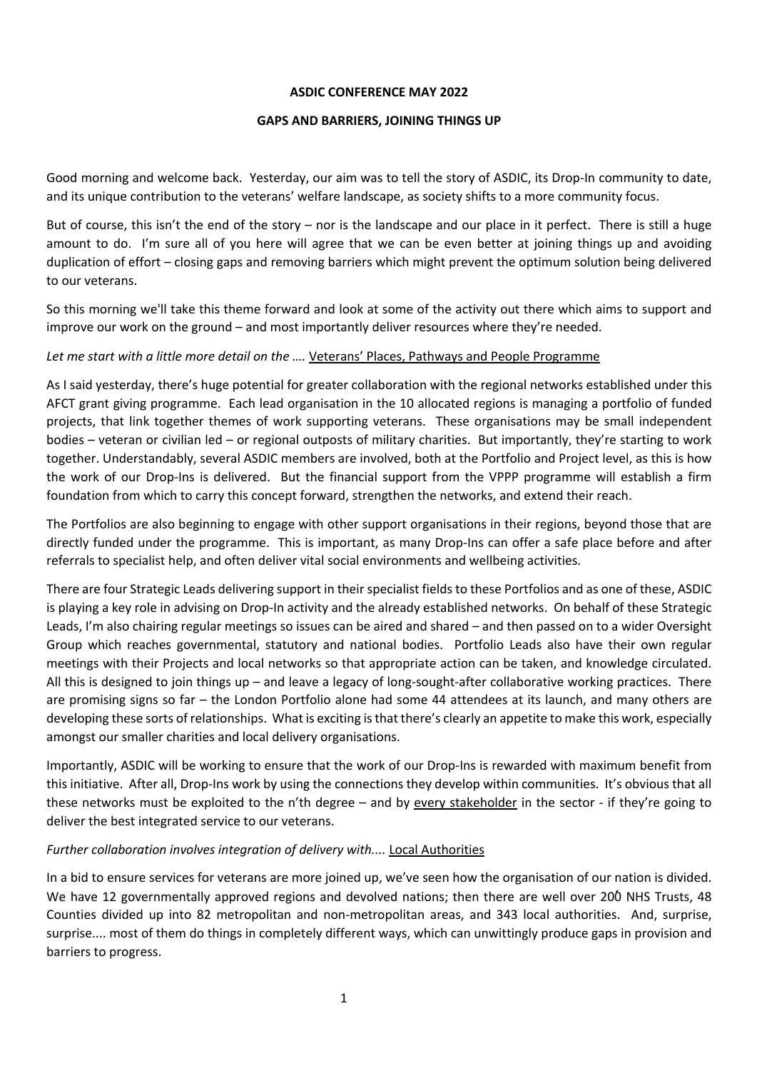**ASDIC CONFERENCE MAY 2022**

**GAPS AND BARRIERS, JOINING THINGS UP**

Good morning and welcome back. Yesterday, our aim was to tell the story of ASDIC, its Drop-In community to date, and its unique contribution to the veterans' welfare landscape, as society shifts to a more community focus.

But of course, this isn't the end of the story – nor is the landscape and our place in it perfect. There is still a huge amount to do. I'm sure all of you here will agree that we can be even better at joining things up and avoiding duplication of effort – closing gaps and removing barriers which might prevent the optimum solution being delivered to our veterans.

So this morning we'll take this theme forward and look at some of the activity out there which aims to support and improve our work on the ground – and most importantly deliver resources where they're needed.

*Let me start with a little more detail on the ….* <u>Veterans' Places, Pathways and People Programme</u>

As I said yesterday, there's huge potential for greater collaboration with the regional networks established under this AFCT grant giving programme. Each lead organisation in the 10 allocated regions is managing a portfolio of funded projects, that link together themes of work supporting veterans. These organisations may be small independent bodies – veteran or civilian led – or regional outposts of military charities. But importantly, they're starting to work together. Understandably, several ASDIC members are involved, both at the Portfolio and Project level, as this is how the work of our Drop-Ins is delivered. But the financial support from the VPPP programme will establish a firm foundation from which to carry this concept forward, strengthen the networks, and extend their reach.

The Portfolios are also beginning to engage with other support organisations in their regions, beyond those that are directly funded under the programme. This is important, as many Drop-Ins can offer a safe place before and after referrals to specialist help, and often deliver vital social environments and wellbeing activities.

There are four Strategic Leads delivering support in their specialist fields to these Portfolios and as one of these, ASDIC is playing a key role in advising on Drop-In activity and the already established networks. On behalf of these Strategic Leads, I'm also chairing regular meetings so issues can be aired and shared – and then passed on to a wider Oversight Group which reaches governmental, statutory and national bodies. Portfolio Leads also have their own regular meetings with their Projects and local networks so that appropriate action can be taken, and knowledge circulated. All this is designed to join things up – and leave a legacy of long-sought-after collaborative working practices. There are promising signs so far – the London Portfolio alone had some 44 attendees at its launch, and many others are developing these sorts of relationships. What is exciting is that there's clearly an appetite to make this work, especially amongst our smaller charities and local delivery organisations.

Importantly, ASDIC will be working to ensure that the work of our Drop-Ins is rewarded with maximum benefit from this initiative. After all, Drop-Ins work by using the connections they develop within communities. It's obvious that all these networks must be exploited to the n'th degree – and by <u>every stakeholder</u> in the sector - if they're going to deliver the best integrated service to our veterans.

*Further collaboration involves integration of delivery with....* <u>Local Authorities</u>

In a bid to ensure services for veterans are more joined up, we've seen how the organisation of our nation is divided. We have 12 governmentally approved regions and devolved nations; then there are well over 200 NHS Trusts, 48 Counties divided up into 82 metropolitan and non-metropolitan areas, and 343 local authorities. And, surprise, surprise.... most of them do things in completely different ways, which can unwittingly produce gaps in provision and barriers to progress.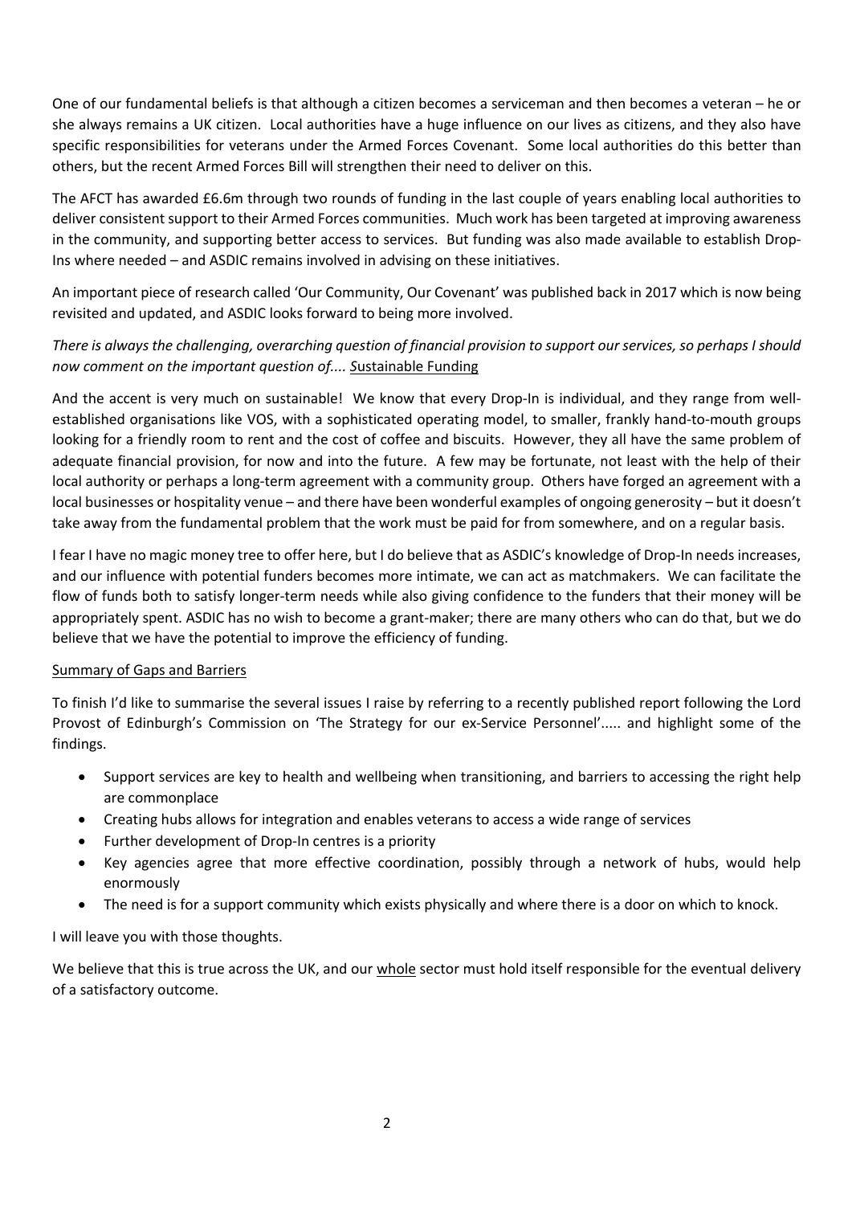One of our fundamental beliefs is that although a citizen becomes a serviceman and then becomes a veteran – he or she always remains a UK citizen. Local authorities have a huge influence on our lives as citizens, and they also have specific responsibilities for veterans under the Armed Forces Covenant. Some local authorities do this better than others, but the recent Armed Forces Bill will strengthen their need to deliver on this.

The AFCT has awarded £6.6m through two rounds of funding in the last couple of years enabling local authorities to deliver consistent support to their Armed Forces communities. Much work has been targeted at improving awareness in the community, and supporting better access to services. But funding was also made available to establish Drop-Ins where needed – and ASDIC remains involved in advising on these initiatives.

An important piece of research called 'Our Community, Our Covenant' was published back in 2017 which is now being revisited and updated, and ASDIC looks forward to being more involved.

*There is always the challenging, overarching question of financial provision to support our services, so perhaps I should now comment on the important question of.... S*<u>ustainable Funding</u>

And the accent is very much on sustainable! We know that every Drop-In is individual, and they range from well-established organisations like VOS, with a sophisticated operating model, to smaller, frankly hand-to-mouth groups looking for a friendly room to rent and the cost of coffee and biscuits. However, they all have the same problem of adequate financial provision, for now and into the future. A few may be fortunate, not least with the help of their local authority or perhaps a long-term agreement with a community group. Others have forged an agreement with a local businesses or hospitality venue – and there have been wonderful examples of ongoing generosity – but it doesn't take away from the fundamental problem that the work must be paid for from somewhere, and on a regular basis.

I fear I have no magic money tree to offer here, but I do believe that as ASDIC's knowledge of Drop-In needs increases, and our influence with potential funders becomes more intimate, we can act as matchmakers. We can facilitate the flow of funds both to satisfy longer-term needs while also giving confidence to the funders that their money will be appropriately spent. ASDIC has no wish to become a grant-maker; there are many others who can do that, but we do believe that we have the potential to improve the efficiency of funding.

<u>Summary of Gaps and Barriers</u>

To finish I'd like to summarise the several issues I raise by referring to a recently published report following the Lord Provost of Edinburgh's Commission on 'The Strategy for our ex-Service Personnel'..... and highlight some of the findings.

- Support services are key to health and wellbeing when transitioning, and barriers to accessing the right help are commonplace
- Creating hubs allows for integration and enables veterans to access a wide range of services
- Further development of Drop-In centres is a priority
- Key agencies agree that more effective coordination, possibly through a network of hubs, would help enormously
- The need is for a support community which exists physically and where there is a door on which to knock.

I will leave you with those thoughts.

We believe that this is true across the UK, and our <u>whole</u> sector must hold itself responsible for the eventual delivery of a satisfactory outcome.